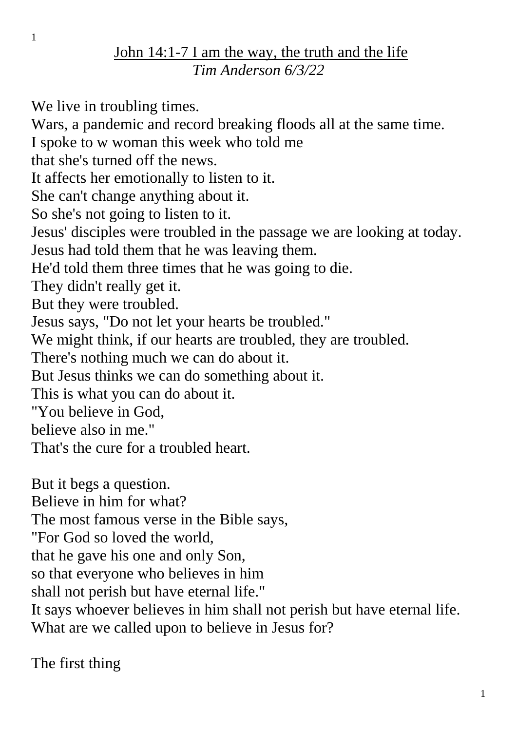<u>John 14:1-7 I am the way, the truth and the life</u>
*Tim Anderson 6/3/22*

We live in troubling times.
Wars, a pandemic and record breaking floods all at the same time.
I spoke to w woman this week who told me
that she's turned off the news.
It affects her emotionally to listen to it.
She can't change anything about it.
So she's not going to listen to it.
Jesus' disciples were troubled in the passage we are looking at today.
Jesus had told them that he was leaving them.
He'd told them three times that he was going to die.
They didn't really get it.
But they were troubled.
Jesus says, "Do not let your hearts be troubled."
We might think, if our hearts are troubled, they are troubled.
There's nothing much we can do about it.
But Jesus thinks we can do something about it.
This is what you can do about it.
"You believe in God,
believe also in me."
That's the cure for a troubled heart.

But it begs a question.
Believe in him for what?
The most famous verse in the Bible says,
"For God so loved the world,
that he gave his one and only Son,
so that everyone who believes in him
shall not perish but have eternal life."
It says whoever believes in him shall not perish but have eternal life.
What are we called upon to believe in Jesus for?

The first thing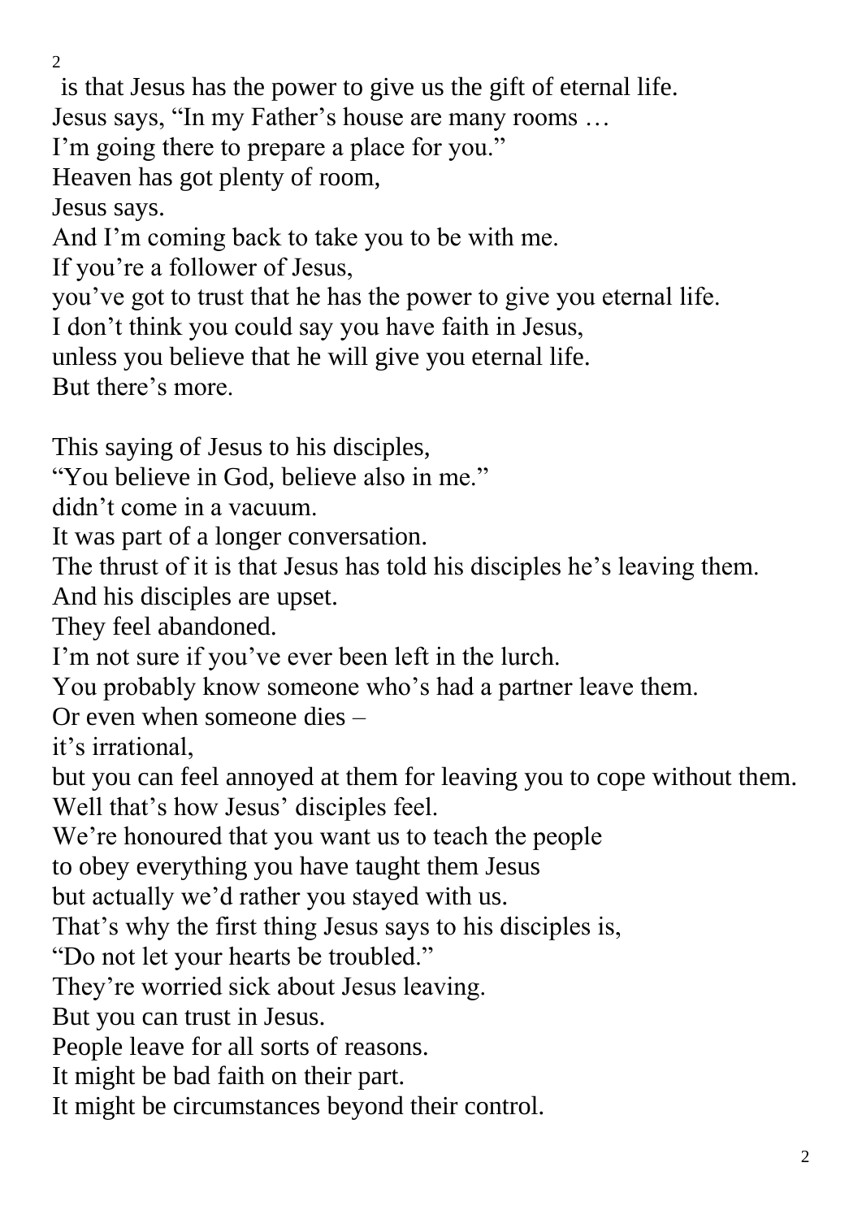is that Jesus has the power to give us the gift of eternal life.
Jesus says, "In my Father's house are many rooms …
I'm going there to prepare a place for you."
Heaven has got plenty of room,
Jesus says.
And I'm coming back to take you to be with me.
If you're a follower of Jesus,
you've got to trust that he has the power to give you eternal life.
I don't think you could say you have faith in Jesus,
unless you believe that he will give you eternal life.
But there's more.

This saying of Jesus to his disciples,
"You believe in God, believe also in me."
didn't come in a vacuum.
It was part of a longer conversation.
The thrust of it is that Jesus has told his disciples he's leaving them.
And his disciples are upset.
They feel abandoned.
I'm not sure if you've ever been left in the lurch.
You probably know someone who's had a partner leave them.
Or even when someone dies –
it's irrational,
but you can feel annoyed at them for leaving you to cope without them.
Well that's how Jesus' disciples feel.
We're honoured that you want us to teach the people
to obey everything you have taught them Jesus
but actually we'd rather you stayed with us.
That's why the first thing Jesus says to his disciples is,
"Do not let your hearts be troubled."
They're worried sick about Jesus leaving.
But you can trust in Jesus.
People leave for all sorts of reasons.
It might be bad faith on their part.
It might be circumstances beyond their control.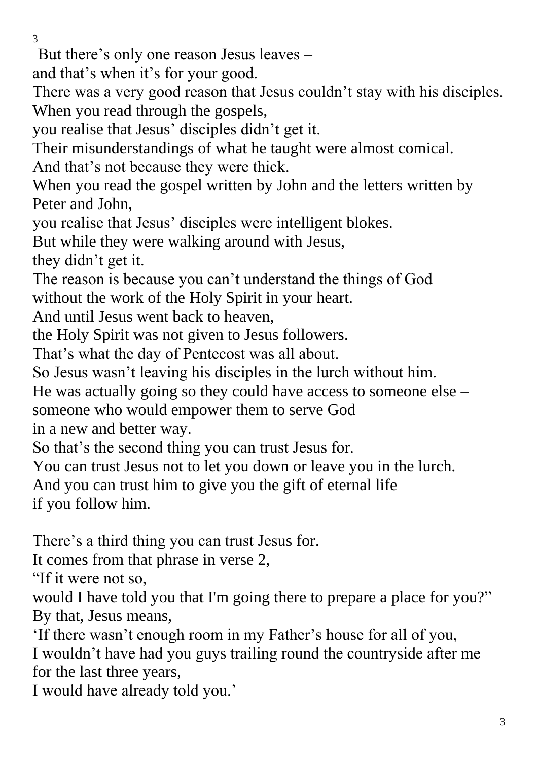But there's only one reason Jesus leaves –
and that's when it's for your good.
There was a very good reason that Jesus couldn't stay with his disciples.
When you read through the gospels,
you realise that Jesus' disciples didn't get it.
Their misunderstandings of what he taught were almost comical.
And that's not because they were thick.
When you read the gospel written by John and the letters written by Peter and John,
you realise that Jesus' disciples were intelligent blokes.
But while they were walking around with Jesus,
they didn't get it.
The reason is because you can't understand the things of God
without the work of the Holy Spirit in your heart.
And until Jesus went back to heaven,
the Holy Spirit was not given to Jesus followers.
That's what the day of Pentecost was all about.
So Jesus wasn't leaving his disciples in the lurch without him.
He was actually going so they could have access to someone else –
someone who would empower them to serve God
in a new and better way.
So that's the second thing you can trust Jesus for.
You can trust Jesus not to let you down or leave you in the lurch.
And you can trust him to give you the gift of eternal life
if you follow him.

There's a third thing you can trust Jesus for.
It comes from that phrase in verse 2,
"If it were not so,
would I have told you that I'm going there to prepare a place for you?"
By that, Jesus means,
'If there wasn't enough room in my Father's house for all of you,
I wouldn't have had you guys trailing round the countryside after me for the last three years,
I would have already told you.'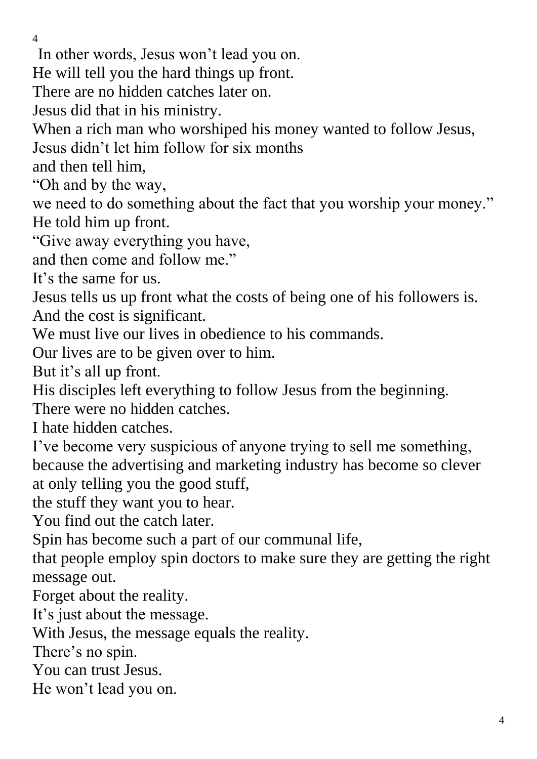In other words, Jesus won't lead you on.
He will tell you the hard things up front.
There are no hidden catches later on.
Jesus did that in his ministry.
When a rich man who worshiped his money wanted to follow Jesus,
Jesus didn't let him follow for six months
and then tell him,
"Oh and by the way,
we need to do something about the fact that you worship your money."
He told him up front.
"Give away everything you have,
and then come and follow me."
It's the same for us.
Jesus tells us up front what the costs of being one of his followers is.
And the cost is significant.
We must live our lives in obedience to his commands.
Our lives are to be given over to him.
But it's all up front.
His disciples left everything to follow Jesus from the beginning.
There were no hidden catches.
I hate hidden catches.
I've become very suspicious of anyone trying to sell me something,
because the advertising and marketing industry has become so clever
at only telling you the good stuff,
the stuff they want you to hear.
You find out the catch later.
Spin has become such a part of our communal life,
that people employ spin doctors to make sure they are getting the right
message out.
Forget about the reality.
It's just about the message.
With Jesus, the message equals the reality.
There's no spin.
You can trust Jesus.
He won't lead you on.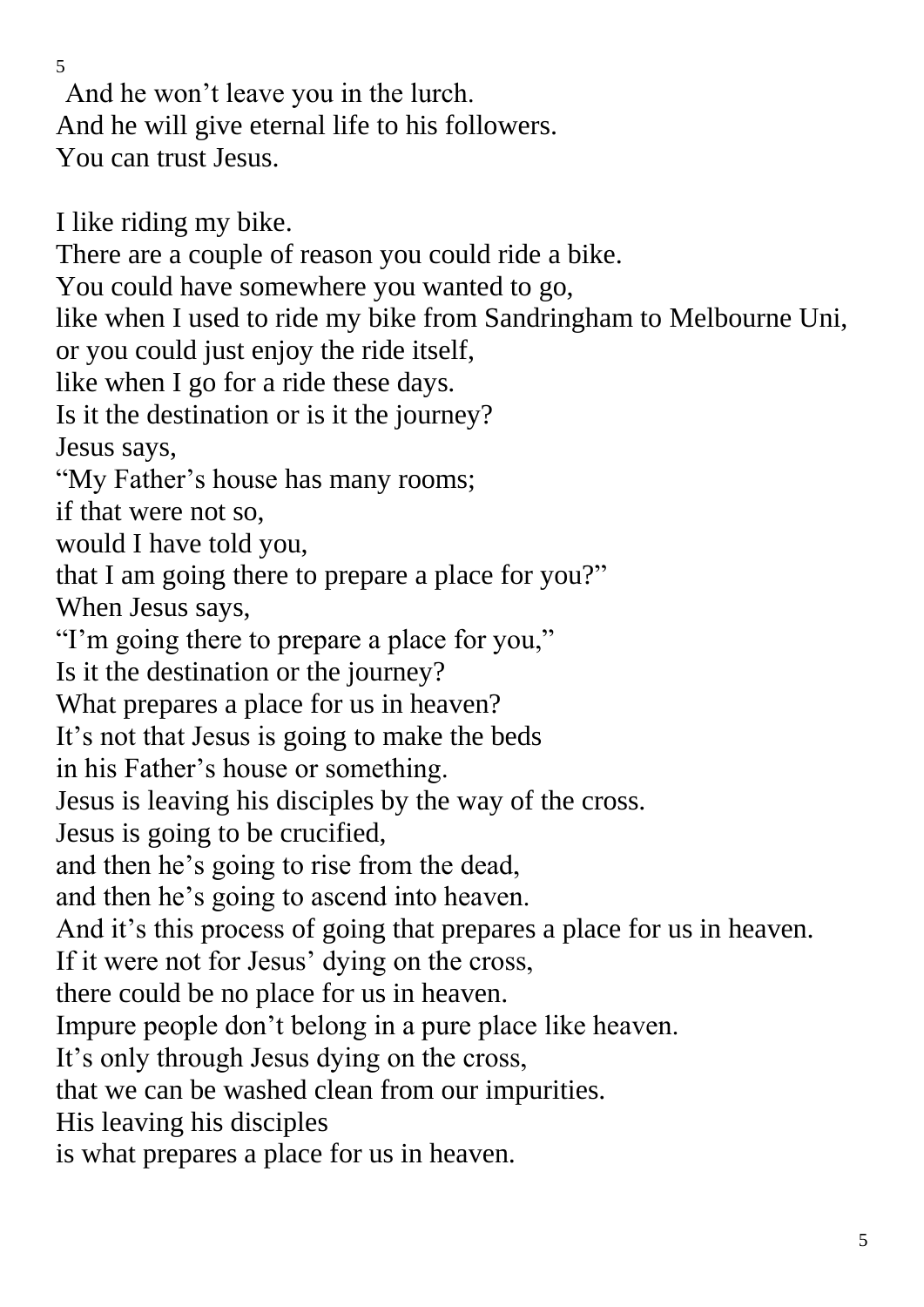And he won't leave you in the lurch.
And he will give eternal life to his followers.
You can trust Jesus.

I like riding my bike.
There are a couple of reason you could ride a bike.
You could have somewhere you wanted to go,
like when I used to ride my bike from Sandringham to Melbourne Uni,
or you could just enjoy the ride itself,
like when I go for a ride these days.
Is it the destination or is it the journey?
Jesus says,
"My Father's house has many rooms;
if that were not so,
would I have told you,
that I am going there to prepare a place for you?"
When Jesus says,
"I'm going there to prepare a place for you,"
Is it the destination or the journey?
What prepares a place for us in heaven?
It's not that Jesus is going to make the beds
in his Father's house or something.
Jesus is leaving his disciples by the way of the cross.
Jesus is going to be crucified,
and then he's going to rise from the dead,
and then he's going to ascend into heaven.
And it's this process of going that prepares a place for us in heaven.
If it were not for Jesus' dying on the cross,
there could be no place for us in heaven.
Impure people don't belong in a pure place like heaven.
It's only through Jesus dying on the cross,
that we can be washed clean from our impurities.
His leaving his disciples
is what prepares a place for us in heaven.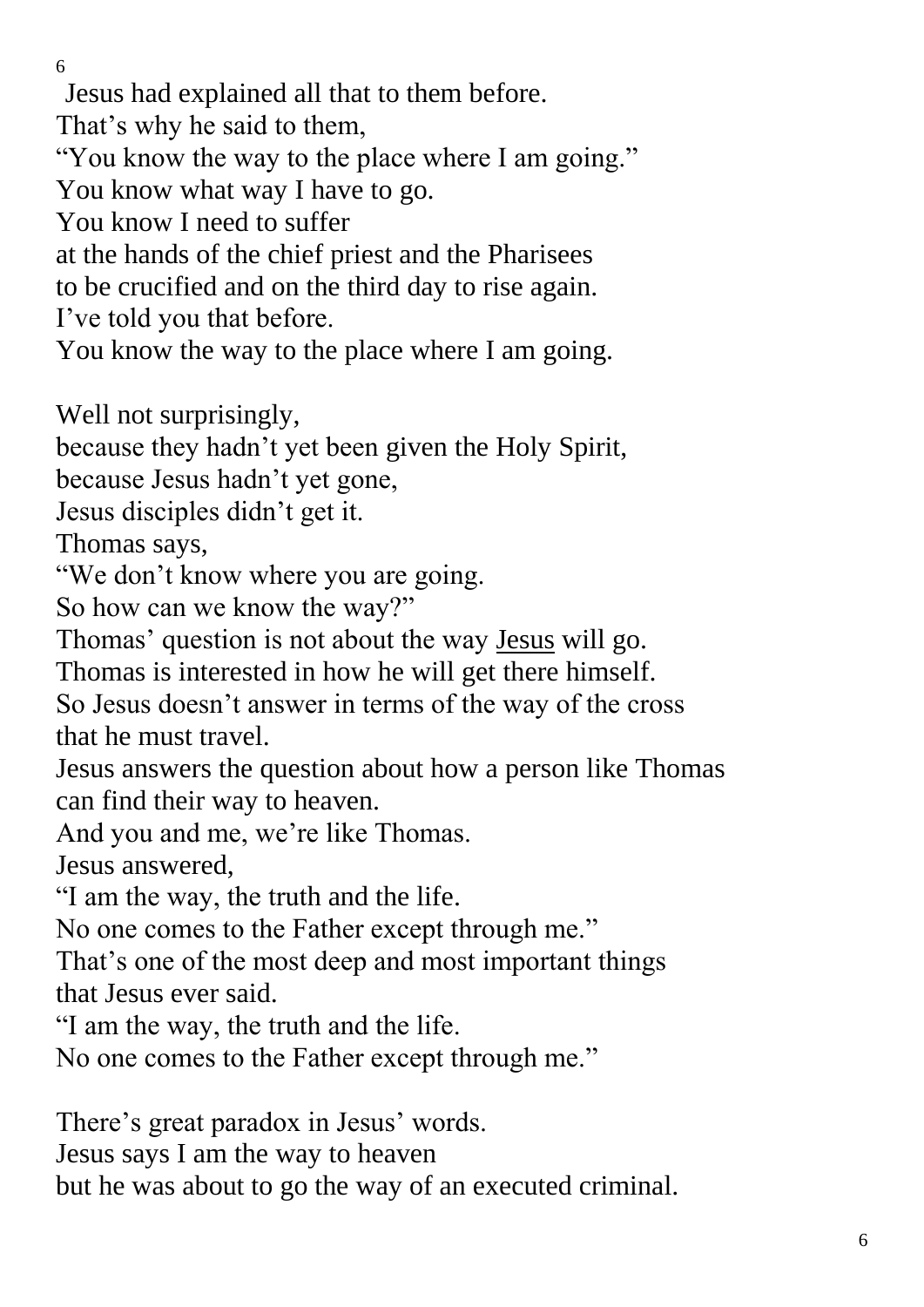Jesus had explained all that to them before.  
That's why he said to them,  
"You know the way to the place where I am going."  
You know what way I have to go.  
You know I need to suffer  
at the hands of the chief priest and the Pharisees  
to be crucified and on the third day to rise again.  
I've told you that before.  
You know the way to the place where I am going.

Well not surprisingly,  
because they hadn't yet been given the Holy Spirit,  
because Jesus hadn't yet gone,  
Jesus disciples didn't get it.  
Thomas says,  
"We don't know where you are going.  
So how can we know the way?"  
Thomas' question is not about the way <u>Jesus</u> will go.  
Thomas is interested in how he will get there himself.  
So Jesus doesn't answer in terms of the way of the cross  
that he must travel.  
Jesus answers the question about how a person like Thomas  
can find their way to heaven.  
And you and me, we're like Thomas.  
Jesus answered,  
"I am the way, the truth and the life.  
No one comes to the Father except through me."  
That's one of the most deep and most important things  
that Jesus ever said.  
"I am the way, the truth and the life.  
No one comes to the Father except through me."

There's great paradox in Jesus' words.  
Jesus says I am the way to heaven  
but he was about to go the way of an executed criminal.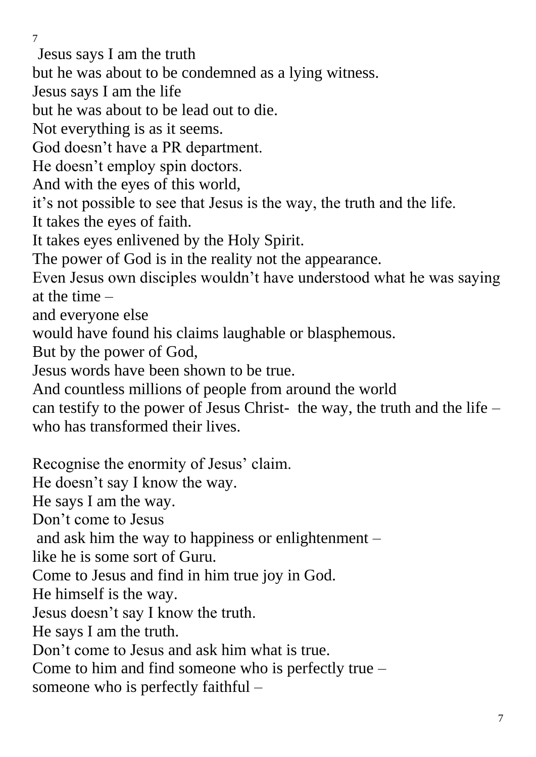Jesus says I am the truth
but he was about to be condemned as a lying witness.
Jesus says I am the life
but he was about to be lead out to die.
Not everything is as it seems.
God doesn't have a PR department.
He doesn't employ spin doctors.
And with the eyes of this world,
it's not possible to see that Jesus is the way, the truth and the life.
It takes the eyes of faith.
It takes eyes enlivened by the Holy Spirit.
The power of God is in the reality not the appearance.
Even Jesus own disciples wouldn't have understood what he was saying at the time –
and everyone else
would have found his claims laughable or blasphemous.
But by the power of God,
Jesus words have been shown to be true.
And countless millions of people from around the world
can testify to the power of Jesus Christ- the way, the truth and the life – who has transformed their lives.

Recognise the enormity of Jesus' claim.
He doesn't say I know the way.
He says I am the way.
Don't come to Jesus
and ask him the way to happiness or enlightenment –
like he is some sort of Guru.
Come to Jesus and find in him true joy in God.
He himself is the way.
Jesus doesn't say I know the truth.
He says I am the truth.
Don't come to Jesus and ask him what is true.
Come to him and find someone who is perfectly true –
someone who is perfectly faithful –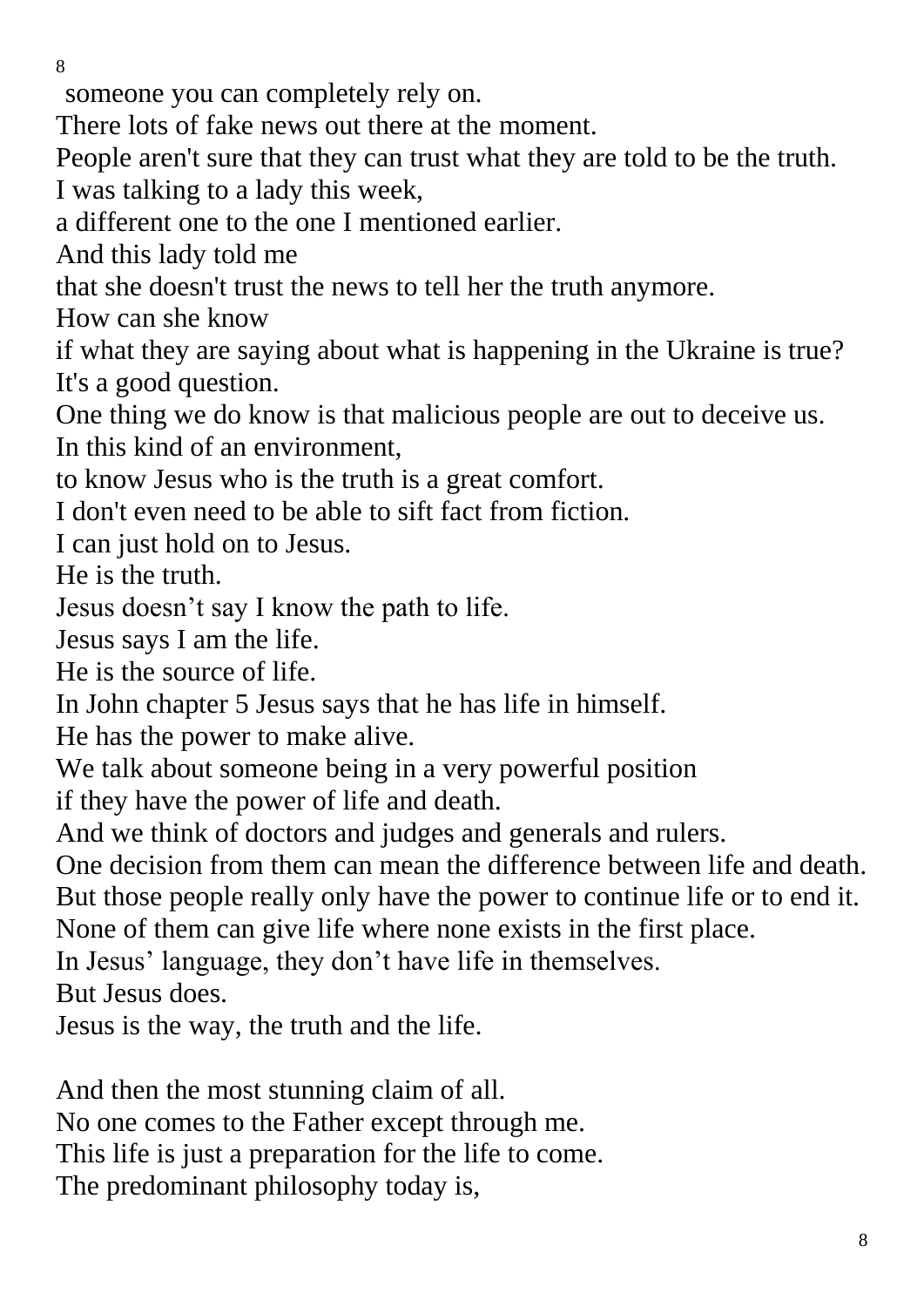someone you can completely rely on.
There lots of fake news out there at the moment.
People aren't sure that they can trust what they are told to be the truth.
I was talking to a lady this week,
a different one to the one I mentioned earlier.
And this lady told me
that she doesn't trust the news to tell her the truth anymore.
How can she know
if what they are saying about what is happening in the Ukraine is true?
It's a good question.
One thing we do know is that malicious people are out to deceive us.
In this kind of an environment,
to know Jesus who is the truth is a great comfort.
I don't even need to be able to sift fact from fiction.
I can just hold on to Jesus.
He is the truth.
Jesus doesn't say I know the path to life.
Jesus says I am the life.
He is the source of life.
In John chapter 5 Jesus says that he has life in himself.
He has the power to make alive.
We talk about someone being in a very powerful position
if they have the power of life and death.
And we think of doctors and judges and generals and rulers.
One decision from them can mean the difference between life and death.
But those people really only have the power to continue life or to end it.
None of them can give life where none exists in the first place.
In Jesus' language, they don't have life in themselves.
But Jesus does.
Jesus is the way, the truth and the life.

And then the most stunning claim of all.
No one comes to the Father except through me.
This life is just a preparation for the life to come.
The predominant philosophy today is,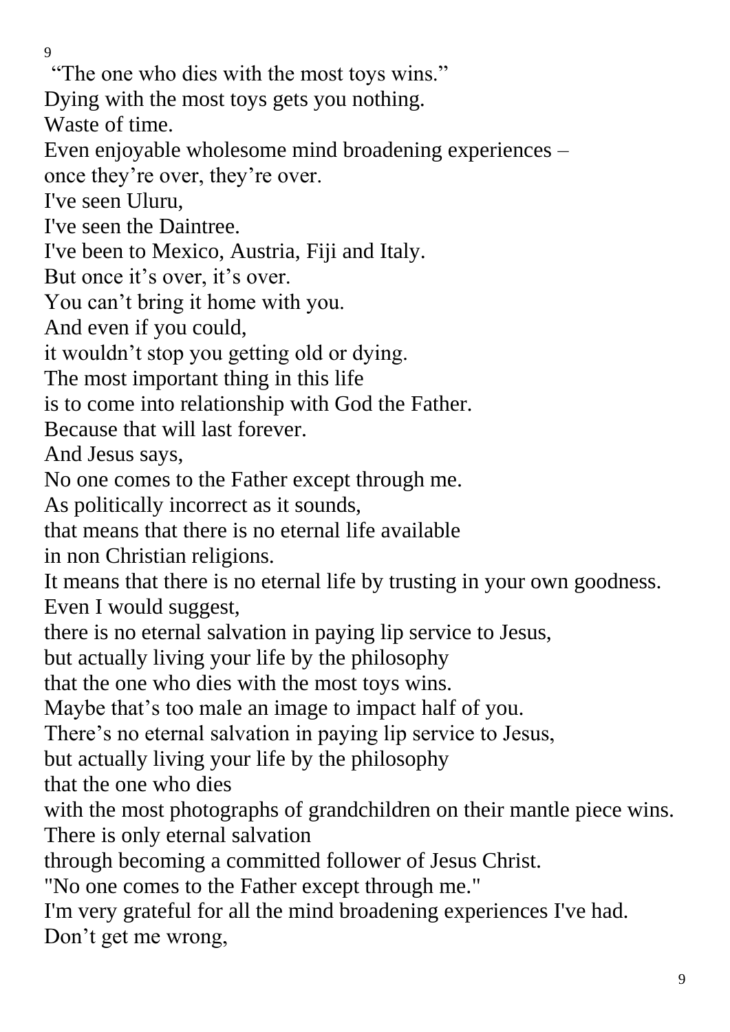"The one who dies with the most toys wins."
Dying with the most toys gets you nothing.
Waste of time.
Even enjoyable wholesome mind broadening experiences –
once they're over, they're over.
I've seen Uluru,
I've seen the Daintree.
I've been to Mexico, Austria, Fiji and Italy.
But once it's over, it's over.
You can't bring it home with you.
And even if you could,
it wouldn't stop you getting old or dying.
The most important thing in this life
is to come into relationship with God the Father.
Because that will last forever.
And Jesus says,
No one comes to the Father except through me.
As politically incorrect as it sounds,
that means that there is no eternal life available
in non Christian religions.
It means that there is no eternal life by trusting in your own goodness.
Even I would suggest,
there is no eternal salvation in paying lip service to Jesus,
but actually living your life by the philosophy
that the one who dies with the most toys wins.
Maybe that's too male an image to impact half of you.
There's no eternal salvation in paying lip service to Jesus,
but actually living your life by the philosophy
that the one who dies
with the most photographs of grandchildren on their mantle piece wins.
There is only eternal salvation
through becoming a committed follower of Jesus Christ.
"No one comes to the Father except through me."
I'm very grateful for all the mind broadening experiences I've had.
Don't get me wrong,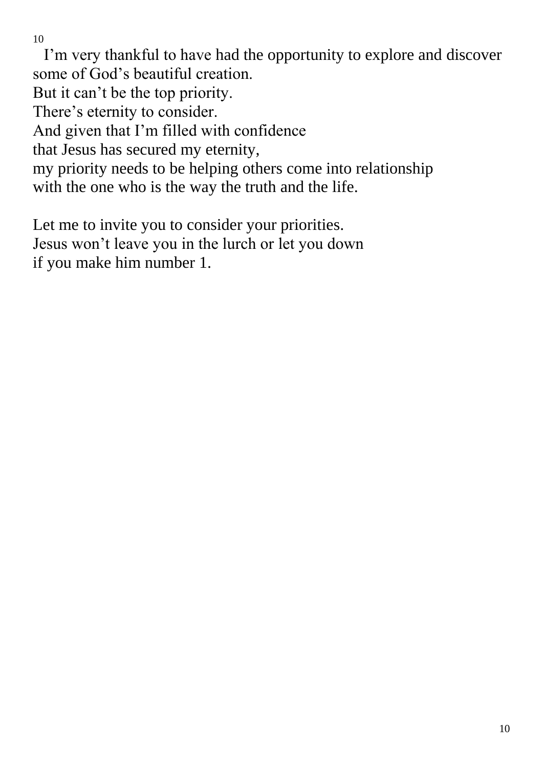I'm very thankful to have had the opportunity to explore and discover some of God's beautiful creation.
But it can't be the top priority.
There's eternity to consider.
And given that I'm filled with confidence
that Jesus has secured my eternity,
my priority needs to be helping others come into relationship
with the one who is the way the truth and the life.

Let me to invite you to consider your priorities.
Jesus won't leave you in the lurch or let you down
if you make him number 1.